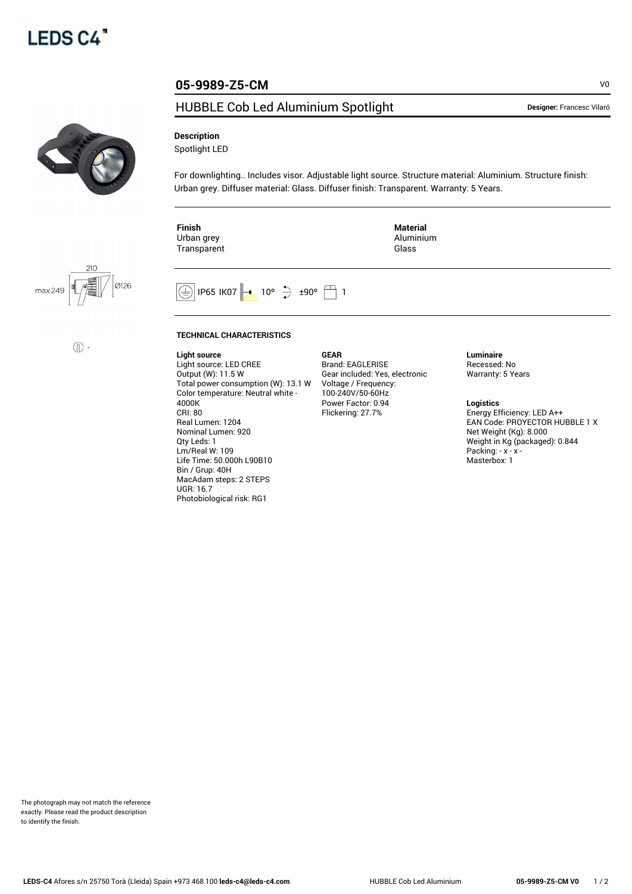# 05-9989-Z5-CM

V0

## HUBBLE Cob Led Aluminium Spotlight

**Designer:** Francesc Vilaró

### Description

Spotlight LED

For downlighting.. Includes visor. Adjustable light source. Structure material: Aluminium. Structure finish: Urban grey. Diffuser material: Glass. Diffuser finish: Transparent. Warranty: 5 Years.

| Finish | Material |
| --- | --- |
| Urban grey | Aluminium |
| Transparent | Glass |

210

max.249

Ø126

IP65 IK07 10º ±90º 1

### TECHNICAL CHARACTERISTICS

**Light source**
Light source: LED CREE
Output (W): 11.5 W
Total power consumption (W): 13.1 W
Color temperature: Neutral white - 4000K
CRI: 80
Real Lumen: 1204
Nominal Lumen: 920
Qty Leds: 1
Lm/Real W: 109
Life Time: 50.000h L90B10
Bin / Grup: 40H
MacAdam steps: 2 STEPS
UGR: 16.7
Photobiological risk: RG1

**GEAR**
Brand: EAGLERISE
Gear included: Yes, electronic
Voltage / Frequency: 100-240V/50-60Hz
Power Factor: 0.94
Flickering: 27.7%

**Luminaire**
Recessed: No
Warranty: 5 Years

**Logistics**
Energy Efficiency: LED A++
EAN Code: PROYECTOR HUBBLE 1 X
Net Weight (Kg): 8.000
Weight in Kg (packaged): 0.844
Packing: - x - x -
Masterbox: 1

The photograph may not match the reference exactly. Please read the product description to identify the finish.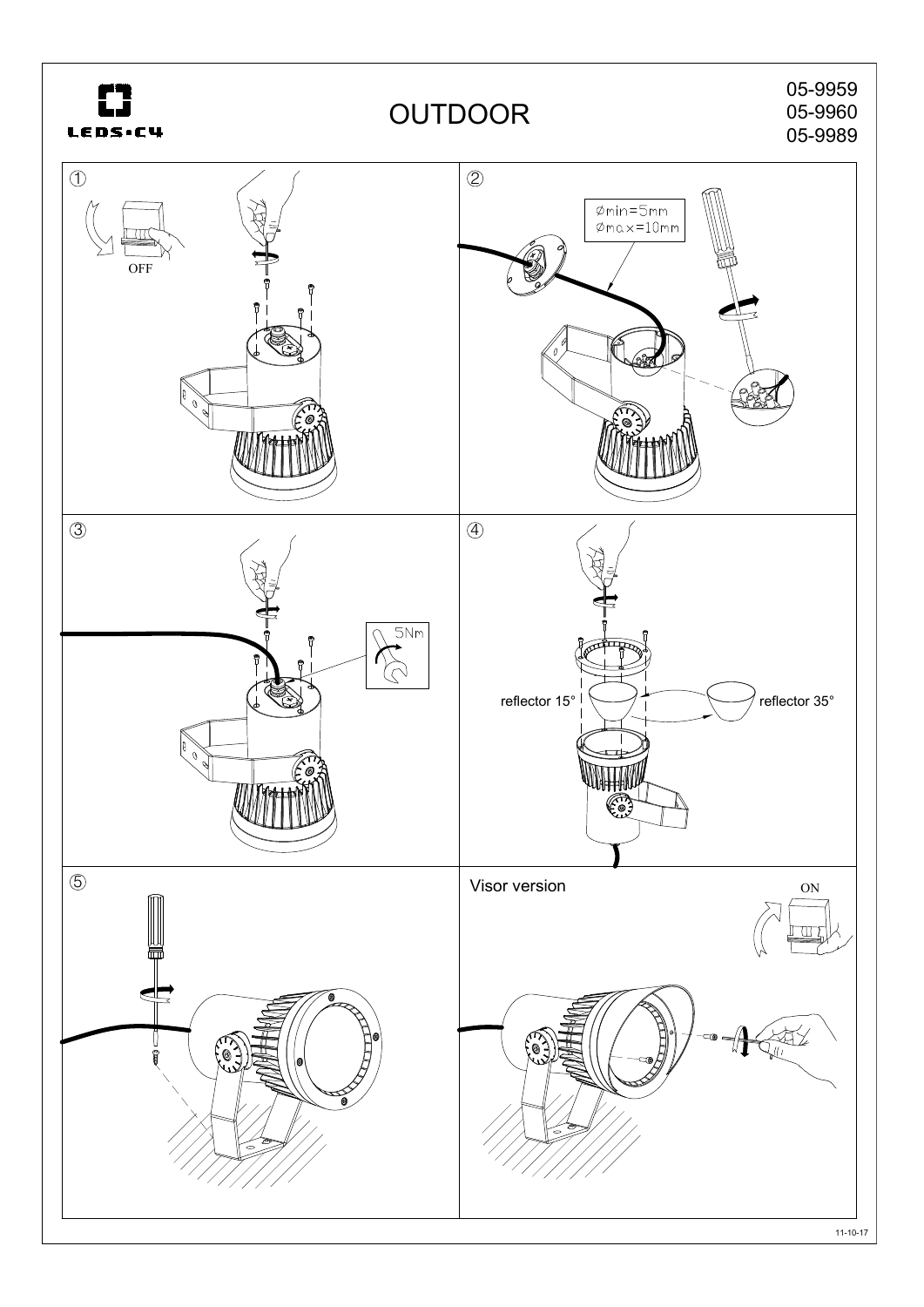# OUTDOOR

05-9959
05-9960
05-9989

①

OFF

②

Ømin=5mm
Ømax=10mm

③

5Nm

④

reflector 15°

reflector 35°

⑤

Visor version

ON

11-10-17